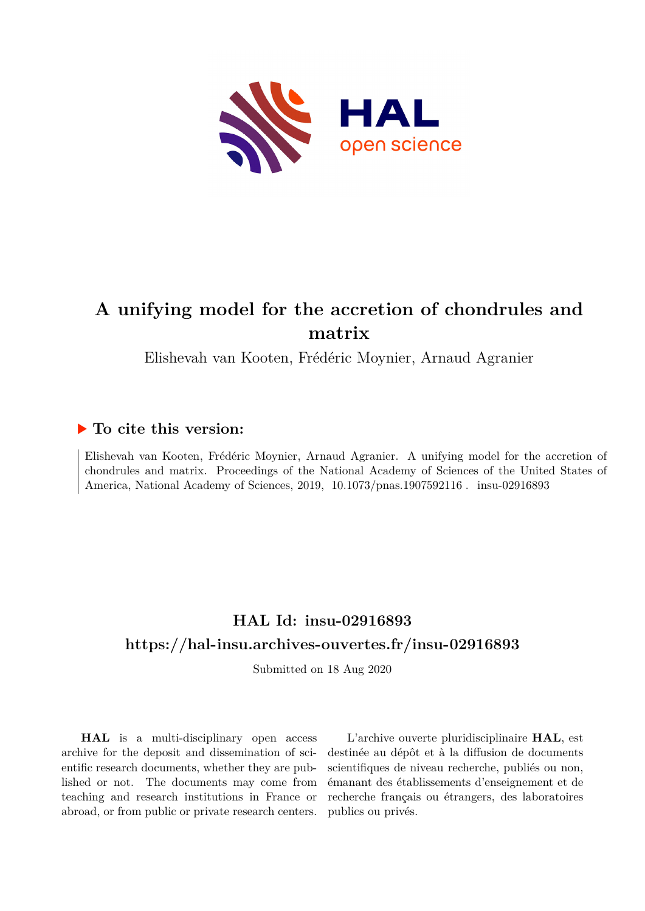# A unifying model for the accretion of chondrules and matrix

Elishevah van Kooten, Frédéric Moynier, Arnaud Agranier

## ▶ To cite this version:

Elishevah van Kooten, Frédéric Moynier, Arnaud Agranier. A unifying model for the accretion of chondrules and matrix. Proceedings of the National Academy of Sciences of the United States of America, National Academy of Sciences, 2019, 10.1073/pnas.1907592116 . insu-02916893

## HAL Id: insu-02916893

## https://hal-insu.archives-ouvertes.fr/insu-02916893

Submitted on 18 Aug 2020

**HAL** is a multi-disciplinary open access archive for the deposit and dissemination of scientific research documents, whether they are published or not. The documents may come from teaching and research institutions in France or abroad, or from public or private research centers.

L'archive ouverte pluridisciplinaire **HAL**, est destinée au dépôt et à la diffusion de documents scientifiques de niveau recherche, publiés ou non, émanant des établissements d'enseignement et de recherche français ou étrangers, des laboratoires publics ou privés.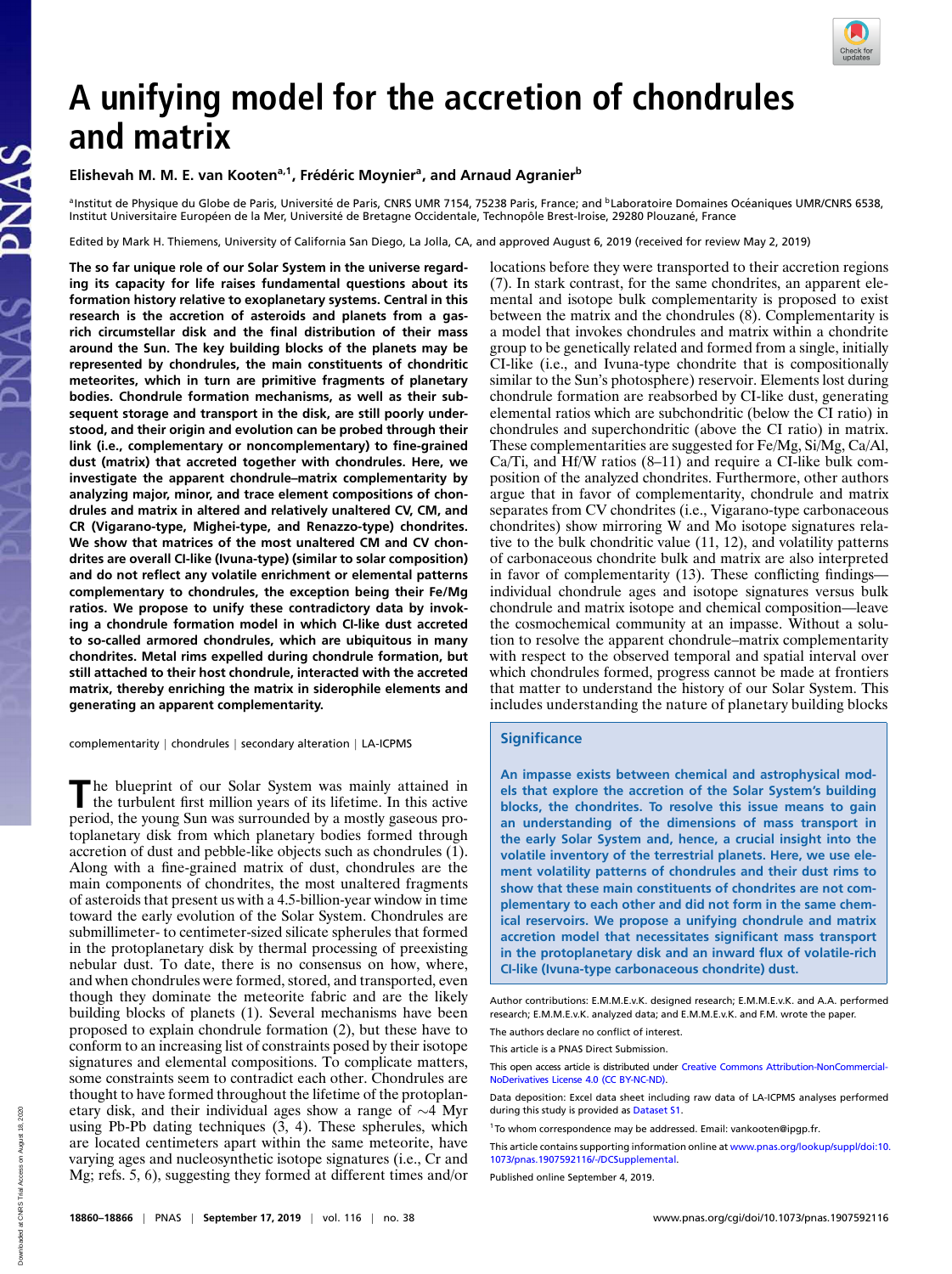# A unifying model for the accretion of chondrules and matrix

**Elishevah M. M. E. van Kooten[a,1], Frédéric Moynier[a], and Arnaud Agranier[b]**

[a]Institut de Physique du Globe de Paris, Université de Paris, CNRS UMR 7154, 75238 Paris, France; and [b]Laboratoire Domaines Océaniques UMR/CNRS 6538, Institut Universitaire Européen de la Mer, Université de Bretagne Occidentale, Technopôle Brest-Iroise, 29280 Plouzané, France

Edited by Mark H. Thiemens, University of California San Diego, La Jolla, CA, and approved August 6, 2019 (received for review May 2, 2019)

**The so far unique role of our Solar System in the universe regarding its capacity for life raises fundamental questions about its formation history relative to exoplanetary systems. Central in this research is the accretion of asteroids and planets from a gas-rich circumstellar disk and the final distribution of their mass around the Sun. The key building blocks of the planets may be represented by chondrules, the main constituents of chondritic meteorites, which in turn are primitive fragments of planetary bodies. Chondrule formation mechanisms, as well as their subsequent storage and transport in the disk, are still poorly understood, and their origin and evolution can be probed through their link (i.e., complementary or noncomplementary) to fine-grained dust (matrix) that accreted together with chondrules. Here, we investigate the apparent chondrule–matrix complementarity by analyzing major, minor, and trace element compositions of chondrules and matrix in altered and relatively unaltered CV, CM, and CR (Vigarano-type, Mighei-type, and Renazzo-type) chondrites. We show that matrices of the most unaltered CM and CV chondrites are overall CI-like (Ivuna-type) (similar to solar composition) and do not reflect any volatile enrichment or elemental patterns complementary to chondrules, the exception being their Fe/Mg ratios. We propose to unify these contradictory data by invoking a chondrule formation model in which CI-like dust accreted to so-called armored chondrules, which are ubiquitous in many chondrites. Metal rims expelled during chondrule formation, but still attached to their host chondrule, interacted with the accreted matrix, thereby enriching the matrix in siderophile elements and generating an apparent complementarity.**

complementarity | chondrules | secondary alteration | LA-ICPMS

The blueprint of our Solar System was mainly attained in the turbulent first million years of its lifetime. In this active period, the young Sun was surrounded by a mostly gaseous protoplanetary disk from which planetary bodies formed through accretion of dust and pebble-like objects such as chondrules (1). Along with a fine-grained matrix of dust, chondrules are the main components of chondrites, the most unaltered fragments of asteroids that present us with a 4.5-billion-year window in time toward the early evolution of the Solar System. Chondrules are submillimeter- to centimeter-sized silicate spherules that formed in the protoplanetary disk by thermal processing of preexisting nebular dust. To date, there is no consensus on how, where, and when chondrules were formed, stored, and transported, even though they dominate the meteorite fabric and are the likely building blocks of planets (1). Several mechanisms have been proposed to explain chondrule formation (2), but these have to conform to an increasing list of constraints posed by their isotope signatures and elemental compositions. To complicate matters, some constraints seem to contradict each other. Chondrules are thought to have formed throughout the lifetime of the protoplanetary disk, and their individual ages show a range of ∼4 Myr using Pb-Pb dating techniques (3, 4). These spherules, which are located centimeters apart within the same meteorite, have varying ages and nucleosynthetic isotope signatures (i.e., Cr and Mg; refs. 5, 6), suggesting they formed at different times and/or locations before they were transported to their accretion regions (7). In stark contrast, for the same chondrites, an apparent elemental and isotope bulk complementarity is proposed to exist between the matrix and the chondrules (8). Complementarity is a model that invokes chondrules and matrix within a chondrite group to be genetically related and formed from a single, initially CI-like (i.e., and Ivuna-type chondrite that is compositionally similar to the Sun's photosphere) reservoir. Elements lost during chondrule formation are reabsorbed by CI-like dust, generating elemental ratios which are subchondritic (below the CI ratio) in chondrules and superchondritic (above the CI ratio) in matrix. These complementarities are suggested for Fe/Mg, Si/Mg, Ca/Al, Ca/Ti, and Hf/W ratios (8–11) and require a CI-like bulk composition of the analyzed chondrites. Furthermore, other authors argue that in favor of complementarity, chondrule and matrix separates from CV chondrites (i.e., Vigarano-type carbonaceous chondrites) show mirroring W and Mo isotope signatures relative to the bulk chondritic value (11, 12), and volatility patterns of carbonaceous chondrite bulk and matrix are also interpreted in favor of complementarity (13). These conflicting findings—individual chondrule ages and isotope signatures versus bulk chondrule and matrix isotope and chemical composition—leave the cosmochemical community at an impasse. Without a solution to resolve the apparent chondrule–matrix complementarity with respect to the observed temporal and spatial interval over which chondrules formed, progress cannot be made at frontiers that matter to understand the history of our Solar System. This includes understanding the nature of planetary building blocks

## Significance

An impasse exists between chemical and astrophysical models that explore the accretion of the Solar System's building blocks, the chondrules. To resolve this issue means to gain an understanding of the dimensions of mass transport in the early Solar System and, hence, a crucial insight into the volatile inventory of the terrestrial planets. Here, we use element volatility patterns of chondrules and their dust rims to show that these main constituents of chondrites are not complementary to each other and did not form in the same chemical reservoirs. We propose a unifying chondrule and matrix accretion model that necessitates significant mass transport in the protoplanetary disk and an inward flux of volatile-rich CI-like (Ivuna-type carbonaceous chondrite) dust.

Author contributions: E.M.M.E.v.K. designed research; E.M.M.E.v.K. and A.A. performed research; E.M.M.E.v.K. analyzed data; and E.M.M.E.v.K. and F.M. wrote the paper.

The authors declare no conflict of interest.

This article is a PNAS Direct Submission.

This open access article is distributed under Creative Commons Attribution-NonCommercial-NoDerivatives License 4.0 (CC BY-NC-ND).

Data deposition: Excel data sheet including raw data of LA-ICPMS analyses performed during this study is provided as Dataset S1.

[1]To whom correspondence may be addressed. Email: vankooten@ipgp.fr.

This article contains supporting information online at www.pnas.org/lookup/suppl/doi:10.1073/pnas.1907592116/-/DCSupplemental.

Published online September 4, 2019.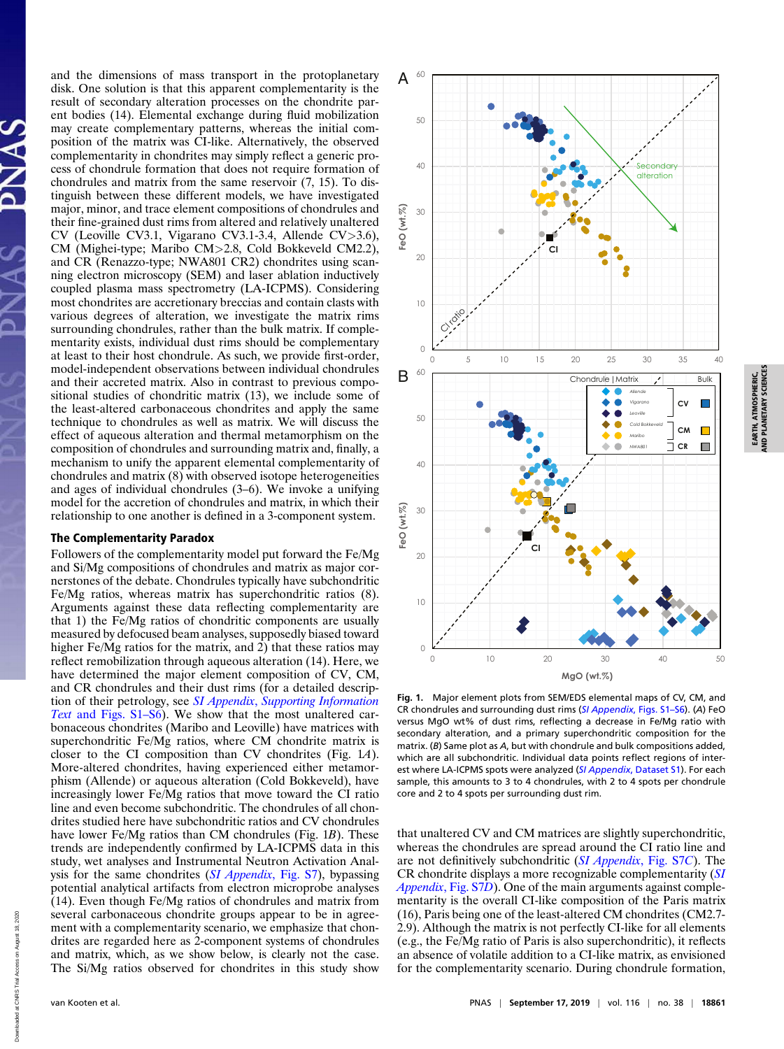and the dimensions of mass transport in the protoplanetary disk. One solution is that this apparent complementarity is the result of secondary alteration processes on the chondrite parent bodies (14). Elemental exchange during fluid mobilization may create complementary patterns, whereas the initial composition of the matrix was CI-like. Alternatively, the observed complementarity in chondrites may simply reflect a generic process of chondrule formation that does not require formation of chondrules and matrix from the same reservoir (7, 15). To distinguish between these different models, we have investigated major, minor, and trace element compositions of chondrules and their fine-grained dust rims from altered and relatively unaltered CV (Leoville CV3.1, Vigarano CV3.1-3.4, Allende CV>3.6), CM (Mighei-type; Maribo CM>2.8, Cold Bokkeveld CM2.2), and CR (Renazzo-type; NWA801 CR2) chondrites using scanning electron microscopy (SEM) and laser ablation inductively coupled plasma mass spectrometry (LA-ICPMS). Considering most chondrites are accretionary breccias and contain clasts with various degrees of alteration, we investigate the matrix rims surrounding chondrules, rather than the bulk matrix. If complementarity exists, individual dust rims should be complementary at least to their host chondrule. As such, we provide first-order, model-independent observations between individual chondrules and their accreted matrix. Also in contrast to previous compositional studies of chondritic matrix (13), we include some of the least-altered carbonaceous chondrites and apply the same technique to chondrules as well as matrix. We will discuss the effect of aqueous alteration and thermal metamorphism on the composition of chondrules and surrounding matrix and, finally, a mechanism to unify the apparent elemental complementarity of chondrules and matrix (8) with observed isotope heterogeneities and ages of individual chondrules (3–6). We invoke a unifying model for the accretion of chondrules and matrix, in which their relationship to one another is defined in a 3-component system.

## The Complementarity Paradox

Followers of the complementarity model put forward the Fe/Mg and Si/Mg compositions of chondrules and matrix as major cornerstones of the debate. Chondrules typically have subchondritic Fe/Mg ratios, whereas matrix has superchondritic ratios (8). Arguments against these data reflecting complementarity are that 1) the Fe/Mg ratios of chondritic components are usually measured by defocused beam analyses, supposedly biased toward higher Fe/Mg ratios for the matrix, and 2) that these ratios may reflect remobilization through aqueous alteration (14). Here, we have determined the major element composition of CV, CM, and CR chondrules and their dust rims (for a detailed description of their petrology, see *SI Appendix*, *Supporting Information Text* and Figs. S1–S6). We show that the most unaltered carbonaceous chondrites (Maribo and Leoville) have matrices with superchondritic Fe/Mg ratios, where CM chondrite matrix is closer to the CI composition than CV chondrites (Fig. 1*A*). More-altered chondrites, having experienced either metamorphism (Allende) or aqueous alteration (Cold Bokkeveld), have increasingly lower Fe/Mg ratios that move toward the CI ratio line and even become subchondritic. The chondrules of all chondrites studied here have subchondritic ratios and CV chondrules have lower Fe/Mg ratios than CM chondrules (Fig. 1*B*). These trends are independently confirmed by LA-ICPMS data in this study, wet analyses and Instrumental Neutron Activation Analysis for the same chondrites (*SI Appendix*, Fig. S7), bypassing potential analytical artifacts from electron microprobe analyses (14). Even though Fe/Mg ratios of chondrules and matrix from several carbonaceous chondrite groups appear to be in agreement with a complementarity scenario, we emphasize that chondrites are regarded here as 2-component systems of chondrules and matrix, which, as we show below, is clearly not the case. The Si/Mg ratios observed for chondrites in this study show that unaltered CV and CM matrices are slightly superchondritic, whereas the chondrules are spread around the CI ratio line and are not definitively subchondritic (*SI Appendix*, Fig. S7*C*). The CR chondrite displays a more recognizable complementarity (*SI Appendix*, Fig. S7*D*). One of the main arguments against complementarity is the overall CI-like composition of the Paris matrix (16), Paris being one of the least-altered CM chondrites (CM2.7-2.9). Although the matrix is not perfectly CI-like for all elements (e.g., the Fe/Mg ratio of Paris is also superchondritic), it reflects an absence of volatile addition to a CI-like matrix, as envisioned for the complementarity scenario. During chondrule formation,

**Fig. 1.** Major element plots from SEM/EDS elemental maps of CV, CM, and CR chondrules and surrounding dust rims (*SI Appendix*, Figs. S1–S6). (*A*) FeO versus MgO wt% of dust rims, reflecting a decrease in Fe/Mg ratio with secondary alteration, and a primary superchondritic composition for the matrix. (*B*) Same plot as *A*, but with chondrule and bulk compositions added, which are all subchondritic. Individual data points reflect regions of interest where LA-ICPMS spots were analyzed (*SI Appendix*, Dataset S1). For each sample, this amounts to 3 to 4 chondrules, with 2 to 4 spots per chondrule core and 2 to 4 spots per surrounding dust rim.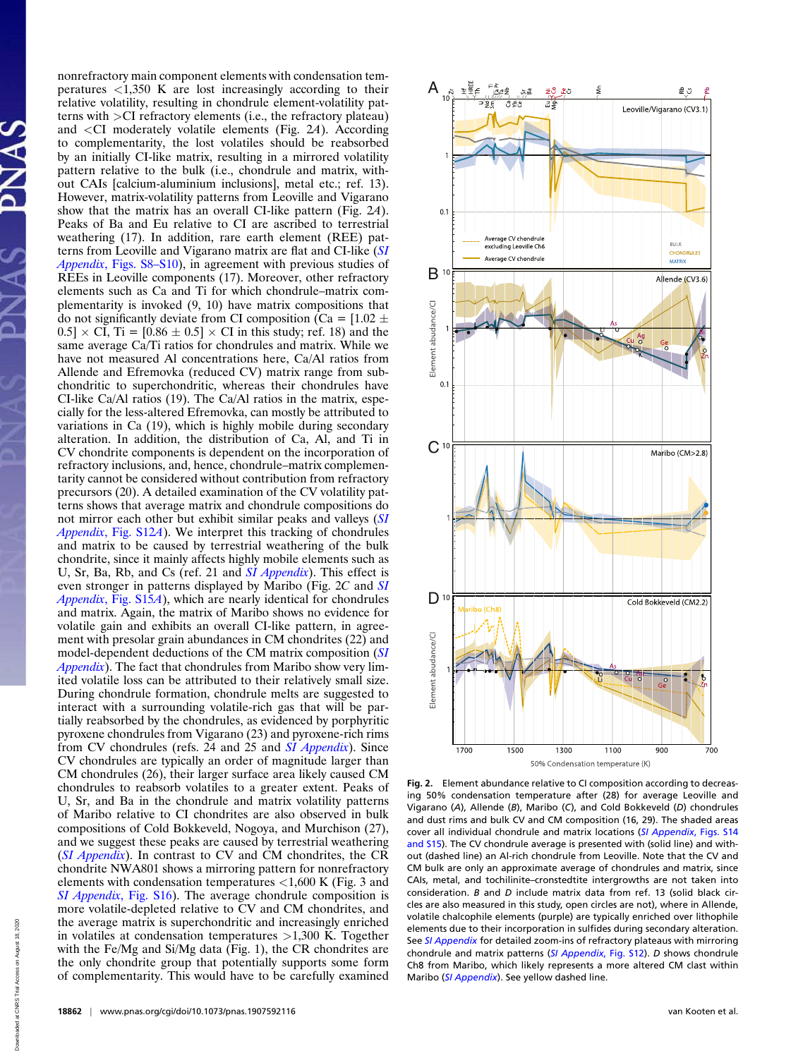nonrefractory main component elements with condensation temperatures <1,350 K are lost increasingly according to their relative volatility, resulting in chondrule element-volatility patterns with >CI refractory elements (i.e., the refractory plateau) and <CI moderately volatile elements (Fig. 2*A*). According to complementarity, the lost volatiles should be reabsorbed by an initially CI-like matrix, resulting in a mirrored volatility pattern relative to the bulk (i.e., chondrule and matrix, without CAIs [calcium-aluminium inclusions], metal etc.; ref. 13). However, matrix-volatility patterns from Leoville and Vigarano show that the matrix has an overall CI-like pattern (Fig. 2*A*). Peaks of Ba and Eu relative to CI are ascribed to terrestrial weathering (17). In addition, rare earth element (REE) patterns from Leoville and Vigarano matrix are flat and CI-like (*SI Appendix*, Figs. S8–S10), in agreement with previous studies of REEs in Leoville components (17). Moreover, other refractory elements such as Ca and Ti for which chondrule–matrix complementarity is invoked (9, 10) have matrix compositions that do not significantly deviate from CI composition (Ca = [1.02 ± 0.5] × CI, Ti = [0.86 ± 0.5] × CI in this study; ref. 18) and the same average Ca/Ti ratios for chondrules and matrix. While we have not measured Al concentrations here, Ca/Al ratios from Allende and Efremovka (reduced CV) matrix range from subchondritic to superchondritic, whereas their chondrules have CI-like Ca/Al ratios (19). The Ca/Al ratios in the matrix, especially for the less-altered Efremovka, can mostly be attributed to variations in Ca (19), which is highly mobile during secondary alteration. In addition, the distribution of Ca, Al, and Ti in CV chondrite components is dependent on the incorporation of refractory inclusions, and, hence, chondrule–matrix complementarity cannot be considered without contribution from refractory precursors (20). A detailed examination of the CV volatility patterns shows that average matrix and chondrule compositions do not mirror each other but exhibit similar peaks and valleys (*SI Appendix*, Fig. S12*A*). We interpret this tracking of chondrules and matrix to be caused by terrestrial weathering of the bulk chondrite, since it mainly affects highly mobile elements such as U, Sr, Ba, Rb, and Cs (ref. 21 and *SI Appendix*). This effect is even stronger in patterns displayed by Maribo (Fig. 2*C* and *SI Appendix*, Fig. S15*A*), which are nearly identical for chondrules and matrix. Again, the matrix of Maribo shows no evidence for volatile gain and exhibits an overall CI-like pattern, in agreement with presolar grain abundances in CM chondrites (22) and model-dependent deductions of the CM matrix composition (*SI Appendix*). The fact that chondrules from Maribo show very limited volatile loss can be attributed to their relatively small size. During chondrule formation, chondrule melts are suggested to interact with a surrounding volatile-rich gas that will be partially reabsorbed by the chondrules, as evidenced by porphyritic pyroxene chondrules from Vigarano (23) and pyroxene-rich rims from CV chondrules (refs. 24 and 25 and *SI Appendix*). Since CV chondrules are typically an order of magnitude larger than CM chondrules (26), their larger surface area likely caused CM chondrules to reabsorb volatiles to a greater extent. Peaks of U, Sr, and Ba in the chondrule and matrix volatility patterns of Maribo relative to CI chondrites are also observed in bulk compositions of Cold Bokkeveld, Nogoya, and Murchison (27), and we suggest these peaks are caused by terrestrial weathering (*SI Appendix*). In contrast to CV and CM chondrites, the CR chondrite NWA801 shows a mirroring pattern for nonrefractory elements with condensation temperatures <1,600 K (Fig. 3 and *SI Appendix*, Fig. S16). The average chondrule composition is more volatile-depleted relative to CV and CM chondrites, and the average matrix is superchondritic and increasingly enriched in volatiles at condensation temperatures >1,300 K. Together with the Fe/Mg and Si/Mg data (Fig. 1), the CR chondrites are the only chondrite group that potentially supports some form of complementarity. This would have to be carefully examined

**Fig. 2.** Element abundance relative to CI composition according to decreasing 50% condensation temperature after (28) for average Leoville and Vigarano (*A*), Allende (*B*), Maribo (*C*), and Cold Bokkeveld (*D*) chondrules and dust rims and bulk CV and CM composition (16, 29). The shaded areas cover all individual chondrule and matrix locations (*SI Appendix*, Figs. S14 and S15). The CV chondrule average is presented with (solid line) and without (dashed line) an Al-rich chondrule from Leoville. Note that the CV and CM bulk are only an approximate average of chondrules and matrix, since CAIs, metal, and tochilinite–cronstedtite intergrowths are not taken into consideration. *B* and *D* include matrix data from ref. 13 (solid black circles are also measured in this study, open circles are not), where in Allende, volatile chalcophile elements (purple) are typically enriched over lithophile elements due to their incorporation in sulfides during secondary alteration. See *SI Appendix* for detailed zoom-ins of refractory plateaus with mirroring chondrule and matrix patterns (*SI Appendix*, Fig. S12). *D* shows chondrule Ch8 from Maribo, which likely represents a more altered CM clast within Maribo (*SI Appendix*). See yellow dashed line.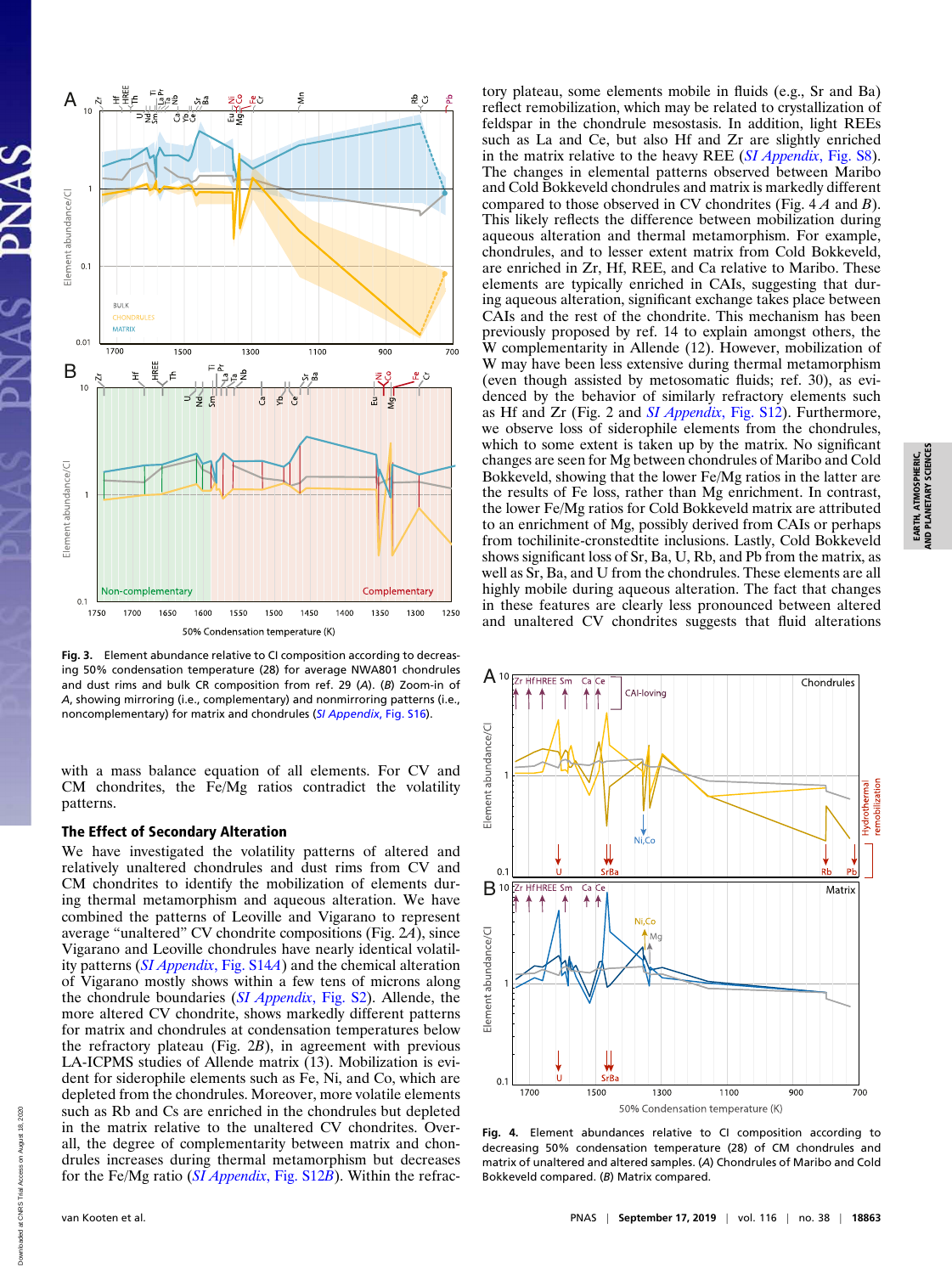Fig. 3. Element abundance relative to CI composition according to decreasing 50% condensation temperature (28) for average NWA801 chondrules and dust rims and bulk CR composition from ref. 29 (*A*). (*B*) Zoom-in of *A*, showing mirroring (i.e., complementary) and nonmirroring patterns (i.e., noncomplementary) for matrix and chondrules (*SI Appendix*, Fig. S16).

with a mass balance equation of all elements. For CV and CM chondrites, the Fe/Mg ratios contradict the volatility patterns.

### The Effect of Secondary Alteration

We have investigated the volatility patterns of altered and relatively unaltered chondrules and dust rims from CV and CM chondrites to identify the mobilization of elements during thermal metamorphism and aqueous alteration. We have combined the patterns of Leoville and Vigarano to represent average "unaltered" CV chondrite compositions (Fig. 2*A*), since Vigarano and Leoville chondrules have nearly identical volatility patterns (*SI Appendix*, Fig. S14*A*) and the chemical alteration of Vigarano mostly shows within a few tens of microns along the chondrule boundaries (*SI Appendix*, Fig. S2). Allende, the more altered CV chondrite, shows markedly different patterns for matrix and chondrules at condensation temperatures below the refractory plateau (Fig. 2*B*), in agreement with previous LA-ICPMS studies of Allende matrix (13). Mobilization is evident for siderophile elements such as Fe, Ni, and Co, which are depleted from the chondrules. Moreover, more volatile elements such as Rb and Cs are enriched in the chondrules but depleted in the matrix relative to the unaltered CV chondrites. Overall, the degree of complementarity between matrix and chondrules increases during thermal metamorphism but decreases for the Fe/Mg ratio (*SI Appendix*, Fig. S12*B*). Within the refractory plateau, some elements mobile in fluids (e.g., Sr and Ba) reflect remobilization, which may be related to crystallization of feldspar in the chondrule mesostasis. In addition, light REEs such as La and Ce, but also Hf and Zr are slightly enriched in the matrix relative to the heavy REE (*SI Appendix*, Fig. S8). The changes in elemental patterns observed between Maribo and Cold Bokkeveld chondrules and matrix is markedly different compared to those observed in CV chondrites (Fig. 4 *A* and *B*). This likely reflects the difference between mobilization during aqueous alteration and thermal metamorphism. For example, chondrules, and to lesser extent matrix from Cold Bokkeveld, are enriched in Zr, Hf, REE, and Ca relative to Maribo. These elements are typically enriched in CAIs, suggesting that during aqueous alteration, significant exchange takes place between CAIs and the rest of the chondrite. This mechanism has been previously proposed by ref. 14 to explain amongst others, the W complementarity in Allende (12). However, mobilization of W may have been less extensive during thermal metamorphism (even though assisted by metosomatic fluids; ref. 30), as evidenced by the behavior of similarly refractory elements such as Hf and Zr (Fig. 2 and *SI Appendix*, Fig. S12). Furthermore, we observe loss of siderophile elements from the chondrules, which to some extent is taken up by the matrix. No significant changes are seen for Mg between chondrules of Maribo and Cold Bokkeveld, showing that the lower Fe/Mg ratios in the latter are the results of Fe loss, rather than Mg enrichment. In contrast, the lower Fe/Mg ratios for Cold Bokkeveld matrix are attributed to an enrichment of Mg, possibly derived from CAIs or perhaps from tochilinite-cronstedtite inclusions. Lastly, Cold Bokkeveld shows significant loss of Sr, Ba, U, Rb, and Pb from the matrix, as well as Sr, Ba, and U from the chondrules. These elements are all highly mobile during aqueous alteration. The fact that changes in these features are clearly less pronounced between altered and unaltered CV chondrites suggests that fluid alterations

Fig. 4. Element abundances relative to CI composition according to decreasing 50% condensation temperature (28) of CM chondrules and matrix of unaltered and altered samples. (*A*) Chondrules of Maribo and Cold Bokkeveld compared. (*B*) Matrix compared.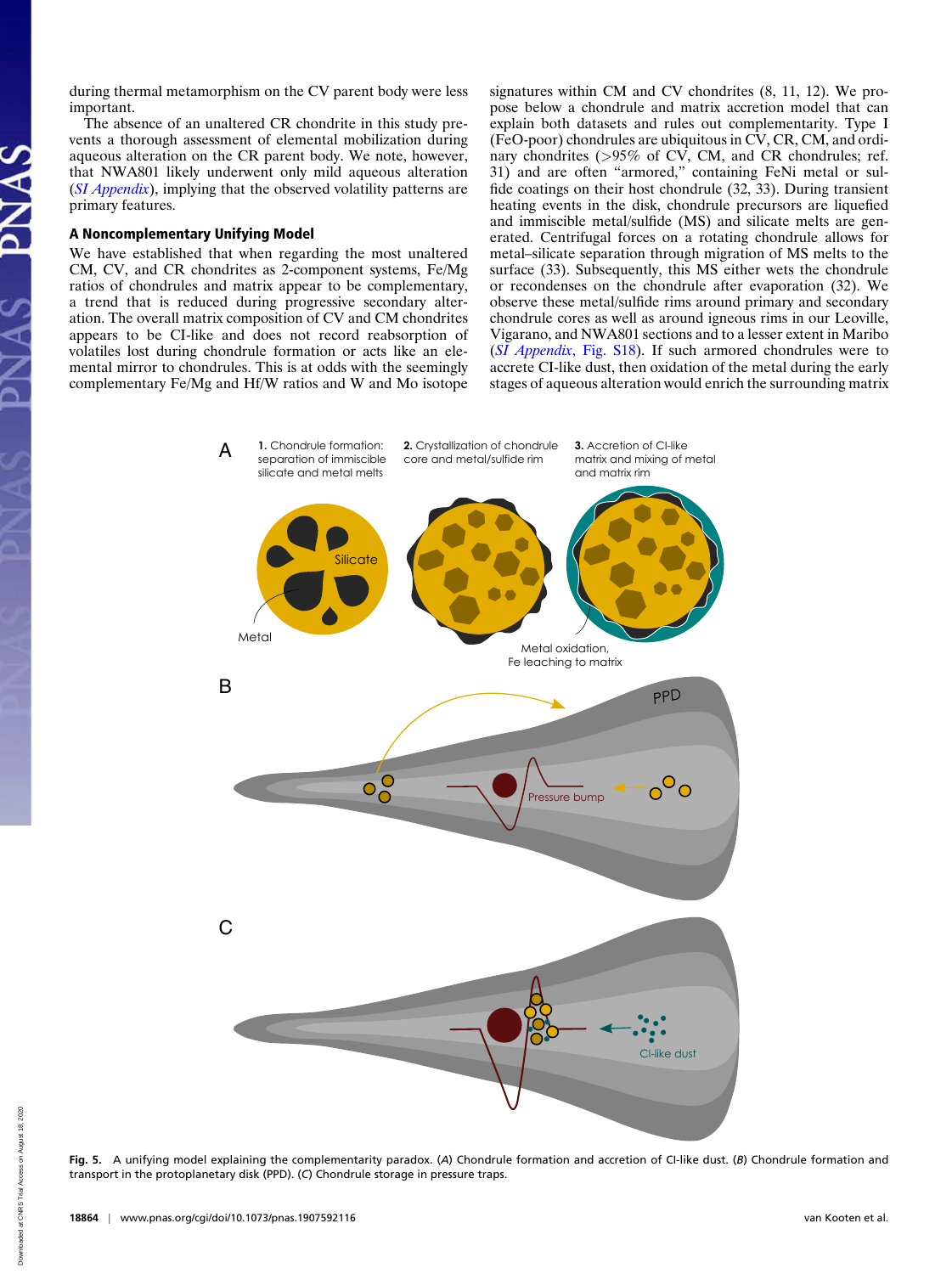during thermal metamorphism on the CV parent body were less important.

The absence of an unaltered CR chondrite in this study prevents a thorough assessment of elemental mobilization during aqueous alteration on the CR parent body. We note, however, that NWA801 likely underwent only mild aqueous alteration (*SI Appendix*), implying that the observed volatility patterns are primary features.

### A Noncomplementary Unifying Model

We have established that when regarding the most unaltered CM, CV, and CR chondrites as 2-component systems, Fe/Mg ratios of chondrules and matrix appear to be complementary, a trend that is reduced during progressive secondary alteration. The overall matrix composition of CV and CM chondrites appears to be CI-like and does not record reabsorption of volatiles lost during chondrule formation or acts like an elemental mirror to chondrules. This is at odds with the seemingly complementary Fe/Mg and Hf/W ratios and W and Mo isotope signatures within CM and CV chondrites (8, 11, 12). We propose below a chondrule and matrix accretion model that can explain both datasets and rules out complementarity. Type I (FeO-poor) chondrules are ubiquitous in CV, CR, CM, and ordinary chondrites (>95% of CV, CM, and CR chondrules; ref. 31) and are often "armored," containing FeNi metal or sulfide coatings on their host chondrule (32, 33). During transient heating events in the disk, chondrule precursors are liquefied and immiscible metal/sulfide (MS) and silicate melts are generated. Centrifugal forces on a rotating chondrule allows for metal–silicate separation through migration of MS melts to the surface (33). Subsequently, this MS either wets the chondrule or recondenses on the chondrule after evaporation (32). We observe these metal/sulfide rims around primary and secondary chondrule cores as well as around igneous rims in our Leoville, Vigarano, and NWA801 sections and to a lesser extent in Maribo (*SI Appendix*, Fig. S18). If such armored chondrules were to accrete CI-like dust, then oxidation of the metal during the early stages of aqueous alteration would enrich the surrounding matrix

Fig. 5. A unifying model explaining the complementarity paradox. (*A*) Chondrule formation and accretion of CI-like dust. (*B*) Chondrule formation and transport in the protoplanetary disk (PPD). (*C*) Chondrule storage in pressure traps.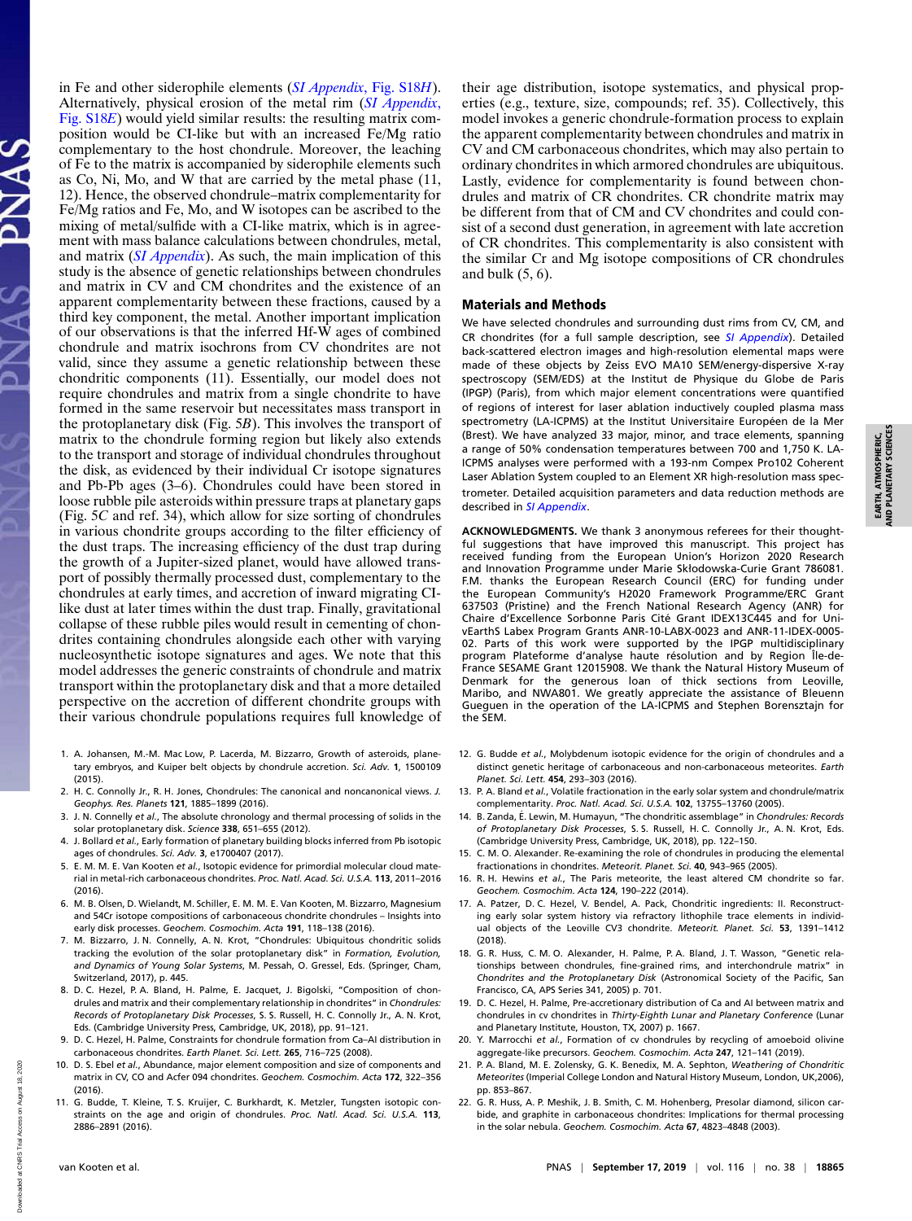in Fe and other siderophile elements (*SI Appendix*, Fig. S18*H*). Alternatively, physical erosion of the metal rim (*SI Appendix*, Fig. S18*E*) would yield similar results: the resulting matrix composition would be CI-like but with an increased Fe/Mg ratio complementary to the host chondrule. Moreover, the leaching of Fe to the matrix is accompanied by siderophile elements such as Co, Ni, Mo, and W that are carried by the metal phase (11, 12). Hence, the observed chondrule–matrix complementarity for Fe/Mg ratios and Fe, Mo, and W isotopes can be ascribed to the mixing of metal/sulfide with a CI-like matrix, which is in agreement with mass balance calculations between chondrules, metal, and matrix (*SI Appendix*). As such, the main implication of this study is the absence of genetic relationships between chondrules and matrix in CV and CM chondrites and the existence of an apparent complementarity between these fractions, caused by a third key component, the metal. Another important implication of our observations is that the inferred Hf-W ages of combined chondrule and matrix isochrons from CV chondrites are not valid, since they assume a genetic relationship between these chondritic components (11). Essentially, our model does not require chondrules and matrix from a single chondrite to have formed in the same reservoir but necessitates mass transport in the protoplanetary disk (Fig. 5*B*). This involves the transport of matrix to the chondrule forming region but likely also extends to the transport and storage of individual chondrules throughout the disk, as evidenced by their individual Cr isotope signatures and Pb-Pb ages (3–6). Chondrules could have been stored in loose rubble pile asteroids within pressure traps at planetary gaps (Fig. 5*C* and ref. 34), which allow for size sorting of chondrules in various chondrite groups according to the filter efficiency of the dust traps. The increasing efficiency of the dust trap during the growth of a Jupiter-sized planet, would have allowed transport of possibly thermally processed dust, complementary to the chondrules at early times, and accretion of inward migrating CI-like dust at later times within the dust trap. Finally, gravitational collapse of these rubble piles would result in cementing of chondrites containing chondrules alongside each other with varying nucleosynthetic isotope signatures and ages. We note that this model addresses the generic constraints of chondrule and matrix transport within the protoplanetary disk and that a more detailed perspective on the accretion of different chondrite groups with their various chondrule populations requires full knowledge of their age distribution, isotope systematics, and physical properties (e.g., texture, size, compounds; ref. 35). Collectively, this model invokes a generic chondrule-formation process to explain the apparent complementarity between chondrules and matrix in CV and CM carbonaceous chondrites, which may also pertain to ordinary chondrites in which armored chondrules are ubiquitous. Lastly, evidence for complementarity is found between chondrules and matrix of CR chondrites. CR chondrite matrix may be different from that of CM and CV chondrites and could consist of a second dust generation, in agreement with late accretion of CR chondrites. This complementarity is also consistent with the similar Cr and Mg isotope compositions of CR chondrules and bulk (5, 6).

## Materials and Methods

We have selected chondrules and surrounding dust rims from CV, CM, and CR chondrites (for a full sample description, see *SI Appendix*). Detailed back-scattered electron images and high-resolution elemental maps were made of these objects by Zeiss EVO MA10 SEM/energy-dispersive X-ray spectroscopy (SEM/EDS) at the Institut de Physique du Globe de Paris (IPGP) (Paris), from which major element concentrations were quantified of regions of interest for laser ablation inductively coupled plasma mass spectrometry (LA-ICPMS) at the Institut Universitaire Européen de la Mer (Brest). We have analyzed 33 major, minor, and trace elements, spanning a range of 50% condensation temperatures between 700 and 1,750 K. LA-ICPMS analyses were performed with a 193-nm Compex Pro102 Coherent Laser Ablation System coupled to an Element XR high-resolution mass spectrometer. Detailed acquisition parameters and data reduction methods are described in *SI Appendix*.

**ACKNOWLEDGMENTS.** We thank 3 anonymous referees for their thoughtful suggestions that have improved this manuscript. This project has received funding from the European Union's Horizon 2020 Research and Innovation Programme under Marie Skłodowska-Curie Grant 786081. F.M. thanks the European Research Council (ERC) for funding under the European Community's H2020 Framework Programme/ERC Grant 637503 (Pristine) and the French National Research Agency (ANR) for Chaire d'Excellence Sorbonne Paris Cité Grant IDEX13C445 and for UnivEarthS Labex Program Grants ANR-10-LABX-0023 and ANR-11-IDEX-0005-02. Parts of this work were supported by the IPGP multidisciplinary program Plateforme d'analyse haute résolution and by Region Île-de-France SESAME Grant 12015908. We thank the Natural History Museum of Denmark for the generous loan of thick sections from Leoville, Maribo, and NWA801. We greatly appreciate the assistance of Bleuenn Gueguen in the operation of the LA-ICPMS and Stephen Borensztajn for the SEM.

1. A. Johansen, M.-M. Mac Low, P. Lacerda, M. Bizzarro, Growth of asteroids, planetary embryos, and Kuiper belt objects by chondrule accretion. *Sci. Adv.* **1**, 1500109 (2015).
2. H. C. Connolly Jr., R. H. Jones, Chondrules: The canonical and noncanonical views. *J. Geophys. Res. Planets* **121**, 1885–1899 (2016).
3. J. N. Connelly *et al.*, The absolute chronology and thermal processing of solids in the solar protoplanetary disk. *Science* **338**, 651–655 (2012).
4. J. Bollard *et al.*, Early formation of planetary building blocks inferred from Pb isotopic ages of chondrules. *Sci. Adv.* **3**, e1700407 (2017).
5. E. M. M. E. Van Kooten *et al.*, Isotopic evidence for primordial molecular cloud material in metal-rich carbonaceous chondrites. *Proc. Natl. Acad. Sci. U.S.A.* **113**, 2011–2016 (2016).
6. M. B. Olsen, D. Wielandt, M. Schiller, E. M. M. E. Van Kooten, M. Bizzarro, Magnesium and 54Cr isotope compositions of carbonaceous chondrite chondrules – Insights into early disk processes. *Geochim. Cosmochim. Acta* **191**, 118–138 (2016).
7. M. Bizzarro, J. N. Connelly, A. N. Krot, "Chondrules: Ubiquitous chondritic solids tracking the evolution of the solar protoplanetary disk" in *Formation, Evolution, and Dynamics of Young Solar Systems*, M. Pessah, O. Gressel, Eds. (Springer, Cham, Switzerland, 2017), p. 445.
8. D. C. Hezel, P. A. Bland, H. Palme, E. Jacquet, J. Bigolski, "Composition of chondrules and matrix and their complementary relationship in chondrites" in *Chondrules: Records of Protoplanetary Disk Processes*, S. S. Russell, H. C. Connolly Jr., A. N. Krot, Eds. (Cambridge University Press, Cambridge, UK, 2018), pp. 91–121.
9. D. C. Hezel, H. Palme, Constraints for chondrule formation from Ca–Al distribution in carbonaceous chondrites. *Earth Planet. Sci. Lett.* **265**, 716–725 (2008).
10. D. S. Ebel *et al.*, Abundance, major element composition and size of components and matrix in CV, CO and Acfer 094 chondrites. *Geochim. Cosmochim. Acta* **172**, 322–356 (2016).
11. G. Budde, T. Kleine, T. S. Kruijer, C. Burkhardt, K. Metzler, Tungsten isotopic constraints on the age and origin of chondrules. *Proc. Natl. Acad. Sci. U.S.A.* **113**, 2886–2891 (2016).
12. G. Budde *et al.*, Molybdenum isotopic evidence for the origin of chondrules and a distinct genetic heritage of carbonaceous and non-carbonaceous meteorites. *Earth Planet. Sci. Lett.* **454**, 293–303 (2016).
13. P. A. Bland *et al.*, Volatile fractionation in the early solar system and chondrule/matrix complementarity. *Proc. Natl. Acad. Sci. U.S.A.* **102**, 13755–13760 (2005).
14. B. Zanda, É. Lewin, M. Humayun, "The chondritic assemblage" in *Chondrules: Records of Protoplanetary Disk Processes*, S. S. Russell, H. C. Connolly Jr., A. N. Krot, Eds. (Cambridge University Press, Cambridge, UK, 2018), pp. 122–150.
15. C. M. O. Alexander. Re-examining the role of chondrules in producing the elemental fractionations in chondrites. *Meteorit. Planet. Sci.* **40**, 943–965 (2005).
16. R. H. Hewins *et al.*, The Paris meteorite, the least altered CM chondrite so far. *Geochem. Cosmochim. Acta* **124**, 190–222 (2014).
17. A. Patzer, D. C. Hezel, V. Bendel, A. Pack, Chondritic ingredients: II. Reconstructing early solar system history via refractory lithophile trace elements in individual objects of the Leoville CV3 chondrite. *Meteorit. Planet. Sci.* **53**, 1391–1412 (2018).
18. G. R. Huss, C. M. O. Alexander, H. Palme, P. A. Bland, J. T. Wasson, "Genetic relationships between chondrules, fine-grained rims, and interchondrule matrix" in *Chondrites and the Protoplanetary Disk* (Astronomical Society of the Pacific, San Francisco, CA, APS Series 341, 2005) p. 701.
19. D. C. Hezel, H. Palme, Pre-accretionary distribution of Ca and Al between matrix and chondrules in cv chondrites in *Thirty-Eighth Lunar and Planetary Conference* (Lunar and Planetary Institute, Houston, TX, 2007) p. 1667.
20. Y. Marrocchi *et al.*, Formation of cv chondrules by recycling of amoeboid olivine aggregate-like precursors. *Geochim. Cosmochim. Acta* **247**, 121–141 (2019).
21. P. A. Bland, M. E. Zolensky, G. K. Benedix, M. A. Sephton, *Weathering of Chondritic Meteorites* (Imperial College London and Natural History Museum, London, UK,2006), pp. 853–867.
22. G. R. Huss, A. P. Meshik, J. B. Smith, C. M. Hohenberg, Presolar diamond, silicon carbide, and graphite in carbonaceous chondrites: Implications for thermal processing in the solar nebula. *Geochem. Cosmochim. Acta* **67**, 4823–4848 (2003).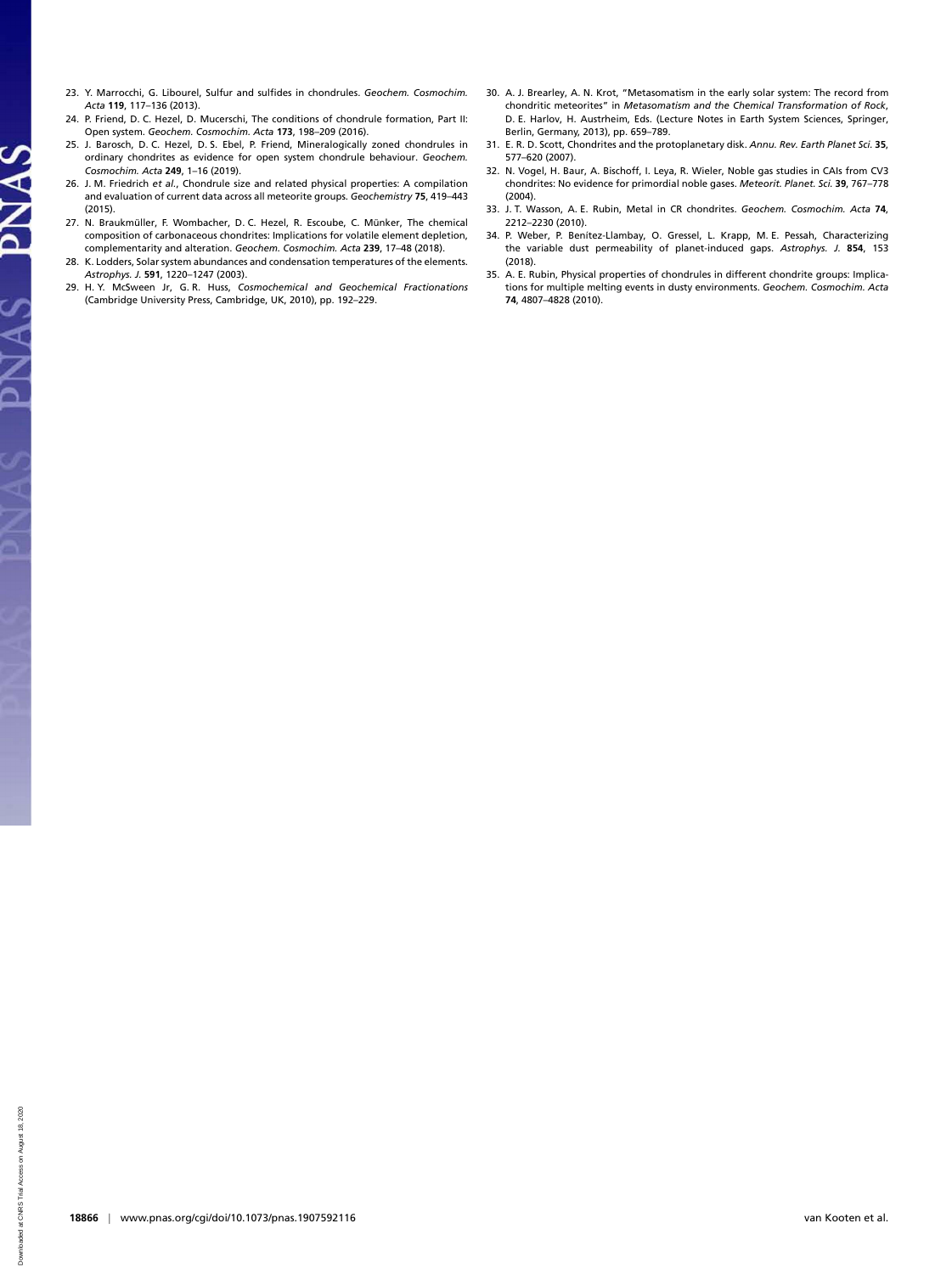23. Y. Marrocchi, G. Libourel, Sulfur and sulfides in chondrules. *Geochem. Cosmochim. Acta* **119**, 117–136 (2013).
24. P. Friend, D. C. Hezel, D. Mucerschi, The conditions of chondrule formation, Part II: Open system. *Geochem. Cosmochim. Acta* **173**, 198–209 (2016).
25. J. Barosch, D. C. Hezel, D. S. Ebel, P. Friend, Mineralogically zoned chondrules in ordinary chondrites as evidence for open system chondrule behaviour. *Geochem. Cosmochim. Acta* **249**, 1–16 (2019).
26. J. M. Friedrich *et al.*, Chondrule size and related physical properties: A compilation and evaluation of current data across all meteorite groups. *Geochemistry* **75**, 419–443 (2015).
27. N. Braukmüller, F. Wombacher, D. C. Hezel, R. Escoube, C. Münker, The chemical composition of carbonaceous chondrites: Implications for volatile element depletion, complementarity and alteration. *Geochem. Cosmochim. Acta* **239**, 17–48 (2018).
28. K. Lodders, Solar system abundances and condensation temperatures of the elements. *Astrophys. J.* **591**, 1220–1247 (2003).
29. H. Y. McSween Jr, G. R. Huss, *Cosmochemical and Geochemical Fractionations* (Cambridge University Press, Cambridge, UK, 2010), pp. 192–229.
30. A. J. Brearley, A. N. Krot, "Metasomatism in the early solar system: The record from chondritic meteorites" in *Metasomatism and the Chemical Transformation of Rock*, D. E. Harlov, H. Austrheim, Eds. (Lecture Notes in Earth System Sciences, Springer, Berlin, Germany, 2013), pp. 659–789.
31. E. R. D. Scott, Chondrites and the protoplanetary disk. *Annu. Rev. Earth Planet Sci.* **35**, 577–620 (2007).
32. N. Vogel, H. Baur, A. Bischoff, I. Leya, R. Wieler, Noble gas studies in CAIs from CV3 chondrites: No evidence for primordial noble gases. *Meteorit. Planet. Sci.* **39**, 767–778 (2004).
33. J. T. Wasson, A. E. Rubin, Metal in CR chondrites. *Geochem. Cosmochim. Acta* **74**, 2212–2230 (2010).
34. P. Weber, P. Benitez-Llambay, O. Gressel, L. Krapp, M. E. Pessah, Characterizing the variable dust permeability of planet-induced gaps. *Astrophys. J.* **854**, 153 (2018).
35. A. E. Rubin, Physical properties of chondrules in different chondrite groups: Implications for multiple melting events in dusty environments. *Geochem. Cosmochim. Acta* **74**, 4807–4828 (2010).